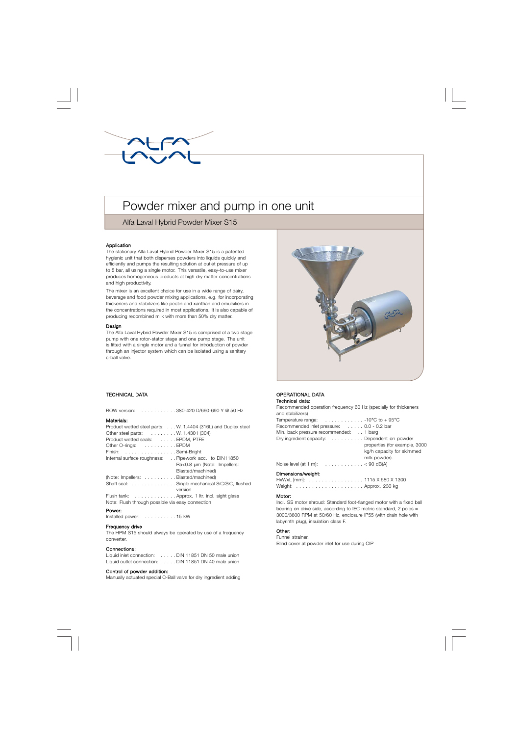# Powder mixer and pump in one unit

## Alfa Laval Hybrid Powder Mixer S15

### Application

The stationary Alfa Laval Hybrid Powder Mixer S15 is a patented hygienic unit that both disperses powders into liquids quickly and efficiently and pumps the resulting solution at outlet pressure of up to 5 bar, all using a single motor. This versatile, easy-to-use mixer produces homogeneous products at high dry matter concentrations and high productivity.

The mixer is an excellent choice for use in a wide range of dairy, beverage and food powder mixing applications, e.g. for incorporating thickeners and stabilizers like pectin and xanthan and emulsifiers in the concentrations required in most applications. It is also capable of producing recombined milk with more than 50% dry matter.

### Design

The Alfa Laval Hybrid Powder Mixer S15 is comprised of a two stage pump with one rotor-stator stage and one pump stage. The unit is fitted with a single motor and a funnel for introduction of powder through an injector system which can be isolated using a sanitary c-ball valve.

### TECHNICAL DATA

ROW version: . . . . . . . . . . . 380-420 D/660-690 Y @ 50 Hz

#### Materials:

Product wetted steel parts: . . . . W. 1.4404 (316L) and Duplex steel
Other steel parts: . . . . . . . . W. 1.4301 (304)
Product wetted seals: . . . . . EPDM, PTFE
Other O-rings: . . . . . . . . . . EPDM
Finish: . . . . . . . . . . . . . . . . Semi-Bright
Internal surface roughness: . . Pipework acc. to DIN11850 Ra<0.8 µm (Note: Impellers: Blasted/machined)
(Note: Impellers: . . . . . . . . . . Blasted/machined)
Shaft seal: . . . . . . . . . . . . . . Single mechanical SiC/SiC, flushed version
Flush tank: . . . . . . . . . . . . . Approx. 1 ltr. incl. sight glass
Note: Flush through possible via easy connection

#### Power:

Installed power: . . . . . . . . . . 15 kW

#### Frequency drive

The HPM S15 should always be operated by use of a frequency converter.

#### Connections:

Liquid inlet connection: . . . . . DIN 11851 DN 50 male union
Liquid outlet connection: . . . . DIN 11851 DN 40 male union

#### Control of powder addition:

Manually actuated special C-Ball valve for dry ingredient adding

### OPERATIONAL DATA

#### Technical data:

Recommended operation frequency 60 Hz (specially for thickeners and stabilizers)
Temperature range: . . . . . . . . . . . . -10°C to + 95°C
Recommended inlet pressure: . . . . . 0.0 - 0.2 bar
Min. back pressure recommended: . . 1 barg
Dry ingredient capacity: . . . . . . . . . . Dependent on powder properties (for example, 3000 kg/h capacity for skimmed milk powder).
Noise level (at 1 m): . . . . . . . . . . . < 90 dB(A)

#### Dimensions/weight:

HxWxL [mm]: . . . . . . . . . . . . . . . . . 1115 X 580 X 1300
Weight: . . . . . . . . . . . . . . . . . . . . . Approx. 230 kg

#### Motor:

Incl. SS motor shroud: Standard foot-flanged motor with a fixed ball bearing on drive side, according to IEC metric standard, 2 poles = 3000/3600 RPM at 50/60 Hz, enclosure IP55 (with drain hole with labyrinth plug), insulation class F.

#### Other:

Funnel strainer.
Blind cover at powder inlet for use during CIP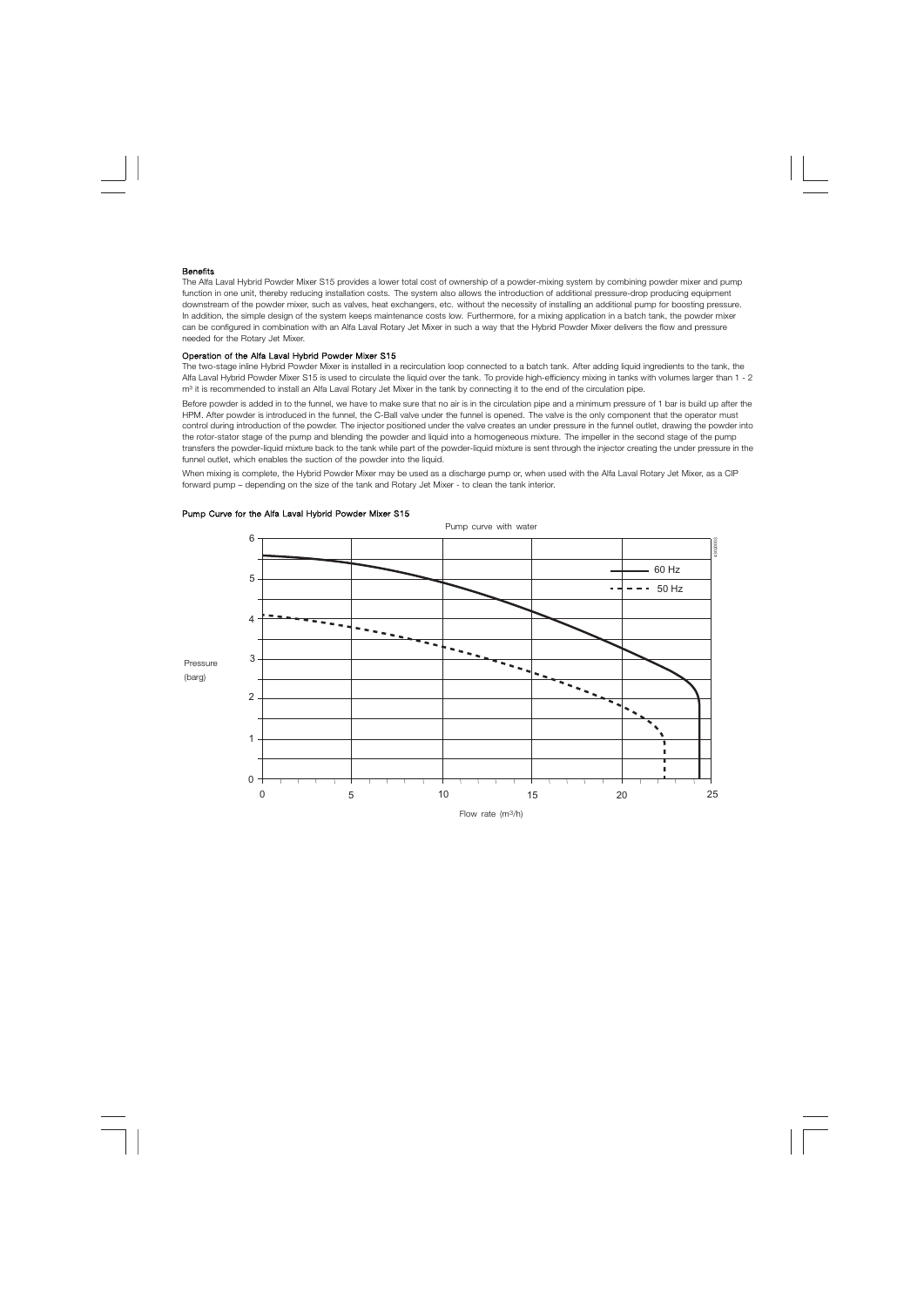**Benefits**

The Alfa Laval Hybrid Powder Mixer S15 provides a lower total cost of ownership of a powder-mixing system by combining powder mixer and pump function in one unit, thereby reducing installation costs. The system also allows the introduction of additional pressure-drop producing equipment downstream of the powder mixer, such as valves, heat exchangers, etc. without the necessity of installing an additional pump for boosting pressure. In addition, the simple design of the system keeps maintenance costs low. Furthermore, for a mixing application in a batch tank, the powder mixer can be configured in combination with an Alfa Laval Rotary Jet Mixer in such a way that the Hybrid Powder Mixer delivers the flow and pressure needed for the Rotary Jet Mixer.

**Operation of the Alfa Laval Hybrid Powder Mixer S15**

The two-stage inline Hybrid Powder Mixer is installed in a recirculation loop connected to a batch tank. After adding liquid ingredients to the tank, the Alfa Laval Hybrid Powder Mixer S15 is used to circulate the liquid over the tank. To provide high-efficiency mixing in tanks with volumes larger than 1 - 2 $m^3$ it is recommended to install an Alfa Laval Rotary Jet Mixer in the tank by connecting it to the end of the circulation pipe.

Before powder is added in to the funnel, we have to make sure that no air is in the circulation pipe and a minimum pressure of 1 bar is build up after the HPM. After powder is introduced in the funnel, the C-Ball valve under the funnel is opened. The valve is the only component that the operator must control during introduction of the powder. The injector positioned under the valve creates an under pressure in the funnel outlet, drawing the powder into the rotor-stator stage of the pump and blending the powder and liquid into a homogeneous mixture. The impeller in the second stage of the pump transfers the powder-liquid mixture back to the tank while part of the powder-liquid mixture is sent through the injector creating the under pressure in the funnel outlet, which enables the suction of the powder into the liquid.

When mixing is complete, the Hybrid Powder Mixer may be used as a discharge pump or, when used with the Alfa Laval Rotary Jet Mixer, as a CIP forward pump – depending on the size of the tank and Rotary Jet Mixer - to clean the tank interior.

**Pump Curve for the Alfa Laval Hybrid Powder Mixer S15**

Pump curve with water

Pressure (barg) vs. Flow rate ($m^3/h$)

Legend: 60 Hz (solid line), 50 Hz (dashed line)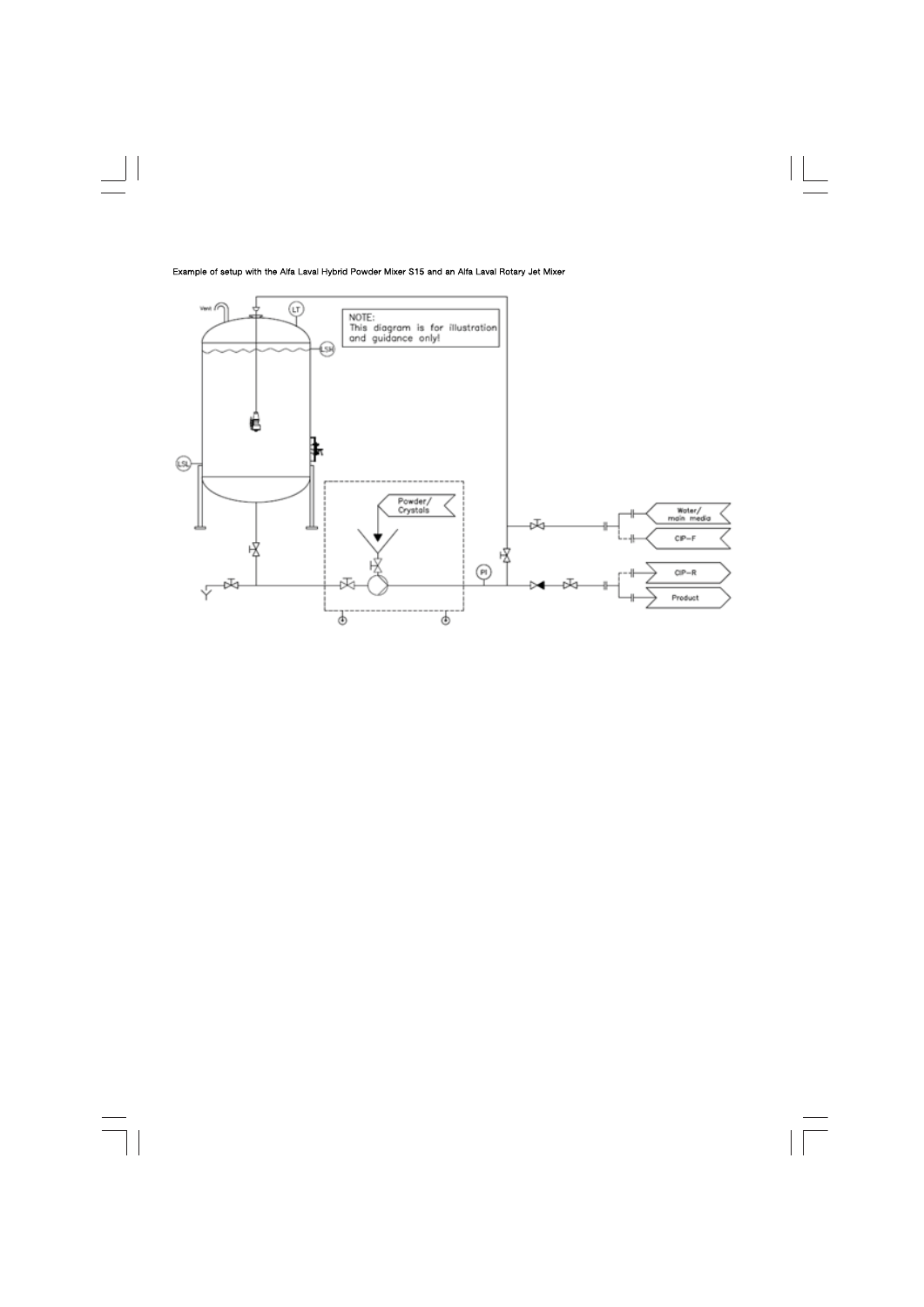Example of setup with the Alfa Laval Hybrid Powder Mixer S15 and an Alfa Laval Rotary Jet Mixer

NOTE:
This diagram is for illustration and guidance only!

Vent

LT

LSH

LSL

Powder/ Crystals

PI

Water/ main media

CIP-F

CIP-R

Product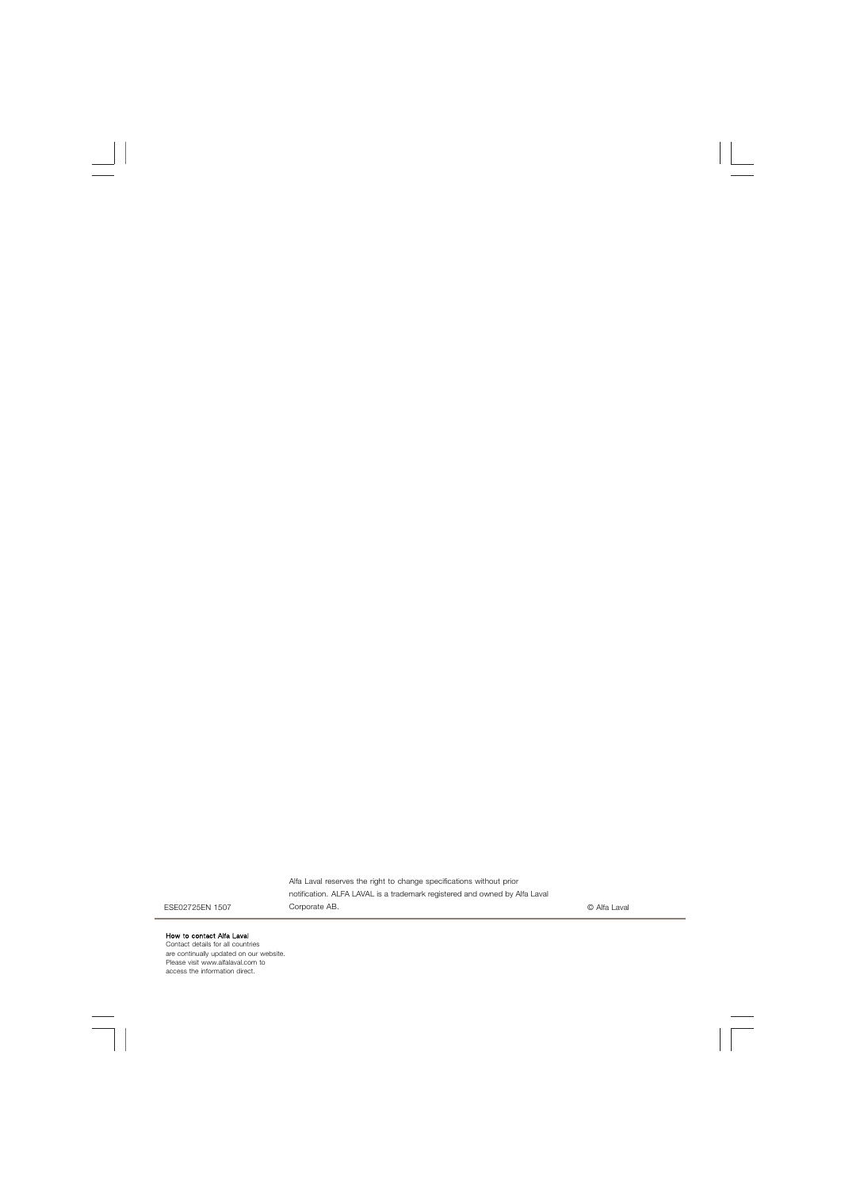ESE02725EN 1507

Alfa Laval reserves the right to change specifications without prior notification. ALFA LAVAL is a trademark registered and owned by Alfa Laval Corporate AB.

© Alfa Laval

**How to contact Alfa Laval**

Contact details for all countries are continually updated on our website. Please visit www.alfalaval.com to access the information direct.